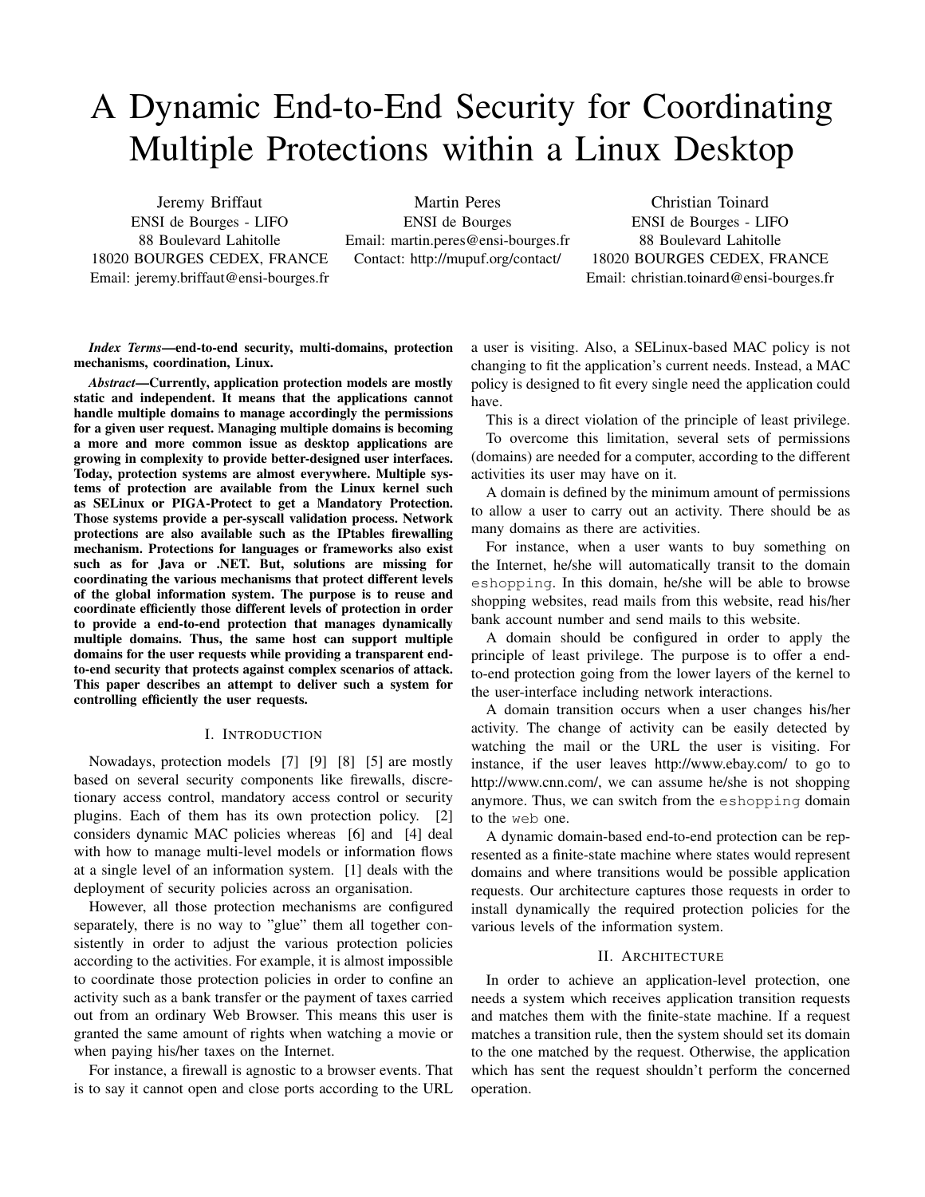# A Dynamic End-to-End Security for Coordinating Multiple Protections within a Linux Desktop

Jeremy Briffaut
ENSI de Bourges - LIFO
88 Boulevard Lahitolle
18020 BOURGES CEDEX, FRANCE
Email: jeremy.briffaut@ensi-bourges.fr

Martin Peres
ENSI de Bourges
Email: martin.peres@ensi-bourges.fr
Contact: http://mupuf.org/contact/

Christian Toinard
ENSI de Bourges - LIFO
88 Boulevard Lahitolle
18020 BOURGES CEDEX, FRANCE
Email: christian.toinard@ensi-bourges.fr

***Index Terms*—end-to-end security, multi-domains, protection mechanisms, coordination, Linux.**

***Abstract*—Currently, application protection models are mostly static and independent. It means that the applications cannot handle multiple domains to manage accordingly the permissions for a given user request. Managing multiple domains is becoming a more and more common issue as desktop applications are growing in complexity to provide better-designed user interfaces. Today, protection systems are almost everywhere. Multiple systems of protection are available from the Linux kernel such as SELinux or PIGA-Protect to get a Mandatory Protection. Those systems provide a per-syscall validation process. Network protections are also available such as the IPtables firewalling mechanism. Protections for languages or frameworks also exist such as for Java or .NET. But, solutions are missing for coordinating the various mechanisms that protect different levels of the global information system. The purpose is to reuse and coordinate efficiently those different levels of protection in order to provide a end-to-end protection that manages dynamically multiple domains. Thus, the same host can support multiple domains for the user requests while providing a transparent end-to-end security that protects against complex scenarios of attack. This paper describes an attempt to deliver such a system for controlling efficiently the user requests.**

## I. Introduction

Nowadays, protection models [7] [9] [8] [5] are mostly based on several security components like firewalls, discretionary access control, mandatory access control or security plugins. Each of them has its own protection policy. [2] considers dynamic MAC policies whereas [6] and [4] deal with how to manage multi-level models or information flows at a single level of an information system. [1] deals with the deployment of security policies across an organisation.

However, all those protection mechanisms are configured separately, there is no way to "glue" them all together consistently in order to adjust the various protection policies according to the activities. For example, it is almost impossible to coordinate those protection policies in order to confine an activity such as a bank transfer or the payment of taxes carried out from an ordinary Web Browser. This means this user is granted the same amount of rights when watching a movie or when paying his/her taxes on the Internet.

For instance, a firewall is agnostic to a browser events. That is to say it cannot open and close ports according to the URL a user is visiting. Also, a SELinux-based MAC policy is not changing to fit the application's current needs. Instead, a MAC policy is designed to fit every single need the application could have.

This is a direct violation of the principle of least privilege.

To overcome this limitation, several sets of permissions (domains) are needed for a computer, according to the different activities its user may have on it.

A domain is defined by the minimum amount of permissions to allow a user to carry out an activity. There should be as many domains as there are activities.

For instance, when a user wants to buy something on the Internet, he/she will automatically transit to the domain `eshopping`. In this domain, he/she will be able to browse shopping websites, read mails from this website, read his/her bank account number and send mails to this website.

A domain should be configured in order to apply the principle of least privilege. The purpose is to offer a end-to-end protection going from the lower layers of the kernel to the user-interface including network interactions.

A domain transition occurs when a user changes his/her activity. The change of activity can be easily detected by watching the mail or the URL the user is visiting. For instance, if the user leaves http://www.ebay.com/ to go to http://www.cnn.com/, we can assume he/she is not shopping anymore. Thus, we can switch from the `eshopping` domain to the `web` one.

A dynamic domain-based end-to-end protection can be represented as a finite-state machine where states would represent domains and where transitions would be possible application requests. Our architecture captures those requests in order to install dynamically the required protection policies for the various levels of the information system.

## II. Architecture

In order to achieve an application-level protection, one needs a system which receives application transition requests and matches them with the finite-state machine. If a request matches a transition rule, then the system should set its domain to the one matched by the request. Otherwise, the application which has sent the request shouldn't perform the concerned operation.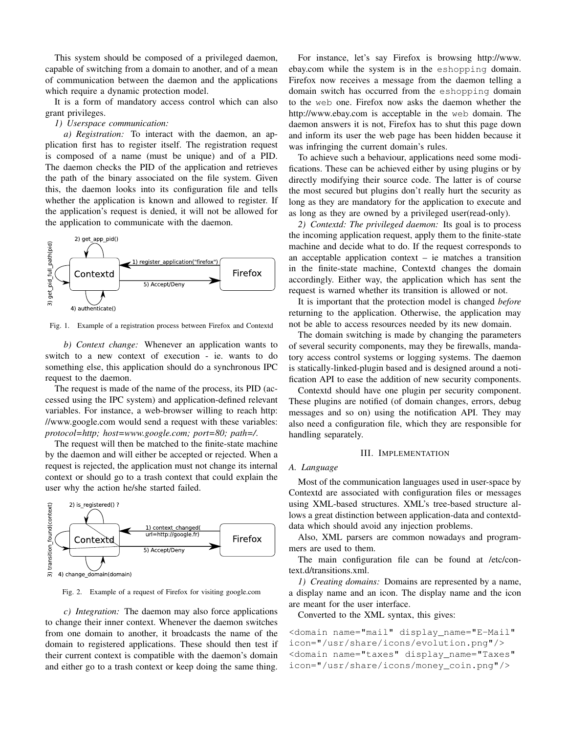This system should be composed of a privileged daemon, capable of switching from a domain to another, and of a mean of communication between the daemon and the applications which require a dynamic protection model.

It is a form of mandatory access control which can also grant privileges.

*1) Userspace communication:*

*a) Registration:* To interact with the daemon, an application first has to register itself. The registration request is composed of a name (must be unique) and of a PID. The daemon checks the PID of the application and retrieves the path of the binary associated on the file system. Given this, the daemon looks into its configuration file and tells whether the application is known and allowed to register. If the application's request is denied, it will not be allowed for the application to communicate with the daemon.

Fig. 1. Example of a registration process between Firefox and Contextd

*b) Context change:* Whenever an application wants to switch to a new context of execution - ie. wants to do something else, this application should do a synchronous IPC request to the daemon.

The request is made of the name of the process, its PID (accessed using the IPC system) and application-defined relevant variables. For instance, a web-browser willing to reach http://www.google.com would send a request with these variables: *protocol=http; host=www.google.com; port=80; path=/.*

The request will then be matched to the finite-state machine by the daemon and will either be accepted or rejected. When a request is rejected, the application must not change its internal context or should go to a trash context that could explain the user why the action he/she started failed.

Fig. 2. Example of a request of Firefox for visiting google.com

*c) Integration:* The daemon may also force applications to change their inner context. Whenever the daemon switches from one domain to another, it broadcasts the name of the domain to registered applications. These should then test if their current context is compatible with the daemon's domain and either go to a trash context or keep doing the same thing.

For instance, let's say Firefox is browsing http://www.ebay.com while the system is in the `eshopping` domain. Firefox now receives a message from the daemon telling a domain switch has occurred from the `eshopping` domain to the `web` one. Firefox now asks the daemon whether the http://www.ebay.com is acceptable in the `web` domain. The daemon answers it is not, Firefox has to shut this page down and inform its user the web page has been hidden because it was infringing the current domain's rules.

To achieve such a behaviour, applications need some modifications. These can be achieved either by using plugins or by directly modifying their source code. The latter is of course the most secured but plugins don't really hurt the security as long as they are mandatory for the application to execute and as long as they are owned by a privileged user(read-only).

*2) Contextd: The privileged daemon:* Its goal is to process the incoming application request, apply them to the finite-state machine and decide what to do. If the request corresponds to an acceptable application context – ie matches a transition in the finite-state machine, Contextd changes the domain accordingly. Either way, the application which has sent the request is warned whether its transition is allowed or not.

It is important that the protection model is changed *before* returning to the application. Otherwise, the application may not be able to access resources needed by its new domain.

The domain switching is made by changing the parameters of several security components, may they be firewalls, mandatory access control systems or logging systems. The daemon is statically-linked-plugin based and is designed around a notification API to ease the addition of new security components.

Contextd should have one plugin per security component. These plugins are notified (of domain changes, errors, debug messages and so on) using the notification API. They may also need a configuration file, which they are responsible for handling separately.

## III. Implementation

### A. Language

Most of the communication languages used in user-space by Contextd are associated with configuration files or messages using XML-based structures. XML's tree-based structure allows a great distinction between application-data and contextd-data which should avoid any injection problems.

Also, XML parsers are common nowadays and programmers are used to them.

The main configuration file can be found at /etc/context.d/transitions.xml.

*1) Creating domains:* Domains are represented by a name, a display name and an icon. The display name and the icon are meant for the user interface.

Converted to the XML syntax, this gives:

```
<domain name="mail" display_name="E-Mail"
icon="/usr/share/icons/evolution.png"/>
<domain name="taxes" display_name="Taxes"
icon="/usr/share/icons/money_coin.png"/>
```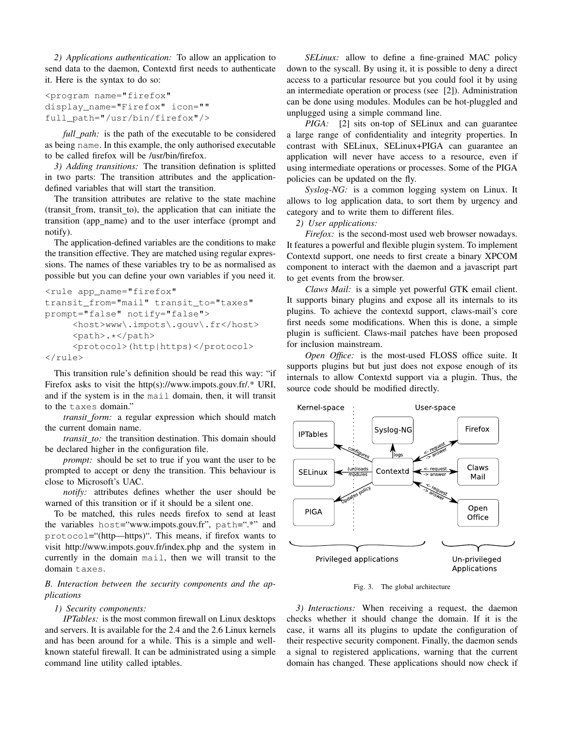*2) Applications authentication:* To allow an application to send data to the daemon, Contextd first needs to authenticate it. Here is the syntax to do so:

```
<program name="firefox"
display_name="Firefox" icon=""
full_path="/usr/bin/firefox"/>
```

*full_path:* is the path of the executable to be considered as being `name`. In this example, the only authorised executable to be called firefox will be /usr/bin/firefox.

*3) Adding transitions:* The transition defination is splitted in two parts: The transition attributes and the application-defined variables that will start the transition.

The transition attributes are relative to the state machine (transit_from, transit_to), the application that can initiate the transition (app_name) and to the user interface (prompt and notify).

The application-defined variables are the conditions to make the transition effective. They are matched using regular expressions. The names of these variables try to be as normalised as possible but you can define your own variables if you need it.

```
<rule app_name="firefox"
transit_from="mail" transit_to="taxes"
prompt="false" notify="false">
      <host>www\.impots\.gouv\.fr</host>
      <path>.*</path>
      <protocol>(http|https)</protocol>
</rule>
```

This transition rule's definition should be read this way: "if Firefox asks to visit the http(s)://www.impots.gouv.fr/.* URI, and if the system is in the `mail` domain, then, it will transit to the `taxes` domain."

*transit_form:* a regular expression which should match the current domain name.

*transit_to:* the transition destination. This domain should be declared higher in the configuration file.

*prompt:* should be set to true if you want the user to be prompted to accept or deny the transition. This behaviour is close to Microsoft's UAC.

*notify:* attributes defines whether the user should be warned of this transition or if it should be a silent one.

To be matched, this rules needs firefox to send at least the variables `host`="www.impots.gouv.fr", `path`=".*" and `protocol`="(http—https)". This means, if firefox wants to visit http://www.impots.gouv.fr/index.php and the system in currently in the domain `mail`, then we will transit to the domain `taxes`.

### B. Interaction between the security components and the applications

*1) Security components:*

*IPTables:* is the most common firewall on Linux desktops and servers. It is available for the 2.4 and the 2.6 Linux kernels and has been around for a while. This is a simple and well-known stateful firewall. It can be administrated using a simple command line utility called iptables.

*SELinux:* allow to define a fine-grained MAC policy down to the syscall. By using it, it is possible to deny a direct access to a particular resource but you could fool it by using an intermediate operation or process (see [2]). Administration can be done using modules. Modules can be hot-pluggled and unplugged using a simple command line.

*PIGA:* [2] sits on-top of SELinux and can guarantee a large range of confidentiality and integrity properties. In contrast with SELinux, SELinux+PIGA can guarantee an application will never have access to a resource, even if using intermediate operations or processes. Some of the PIGA policies can be updated on the fly.

*Syslog-NG:* is a common logging system on Linux. It allows to log application data, to sort them by urgency and category and to write them to different files.

*2) User applications:*

*Firefox:* is the second-most used web browser nowadays. It features a powerful and flexible plugin system. To implement Contextd support, one needs to first create a binary XPCOM component to interact with the daemon and a javascript part to get events from the browser.

*Claws Mail:* is a simple yet powerful GTK email client. It supports binary plugins and expose all its internals to its plugins. To achieve the contextd support, claws-mail's core first needs some modifications. When this is done, a simple plugin is sufficient. Claws-mail patches have been proposed for inclusion mainstream.

*Open Office:* is the most-used FLOSS office suite. It supports plugins but but just does not expose enough of its internals to allow Contextd support via a plugin. Thus, the source code should be modified directly.

Fig. 3. The global architecture

*3) Interactions:* When receiving a request, the daemon checks whether it should change the domain. If it is the case, it warns all its plugins to update the configuration of their respective security component. Finally, the daemon sends a signal to registered applications, warning that the current domain has changed. These applications should now check if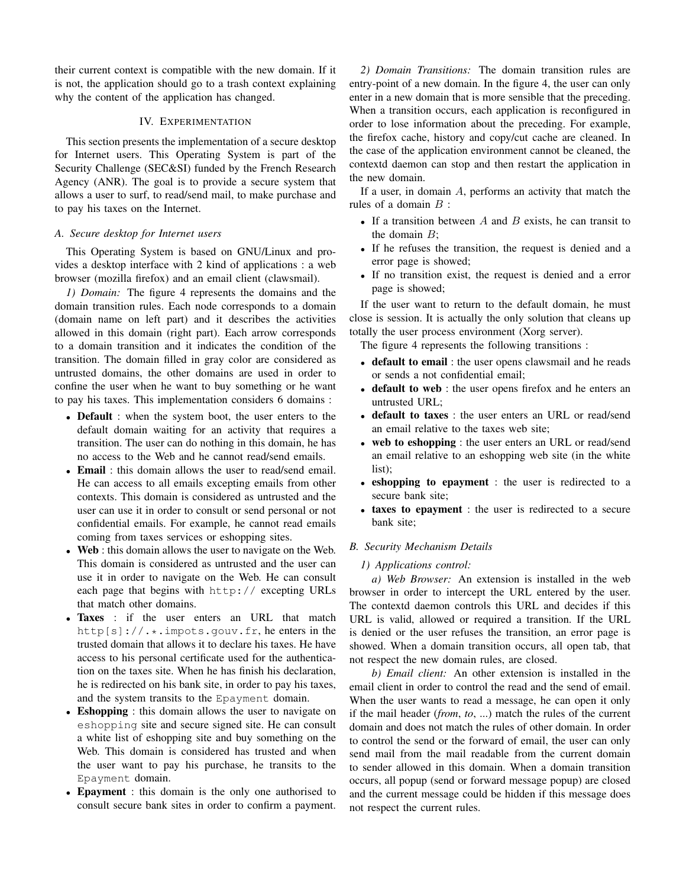their current context is compatible with the new domain. If it is not, the application should go to a trash context explaining why the content of the application has changed.

## IV. Experimentation

This section presents the implementation of a secure desktop for Internet users. This Operating System is part of the Security Challenge (SEC&SI) funded by the French Research Agency (ANR). The goal is to provide a secure system that allows a user to surf, to read/send mail, to make purchase and to pay his taxes on the Internet.

### A. Secure desktop for Internet users

This Operating System is based on GNU/Linux and provides a desktop interface with 2 kind of applications : a web browser (mozilla firefox) and an email client (clawsmail).

*1) Domain:* The figure 4 represents the domains and the domain transition rules. Each node corresponds to a domain (domain name on left part) and it describes the activities allowed in this domain (right part). Each arrow corresponds to a domain transition and it indicates the condition of the transition. The domain filled in gray color are considered as untrusted domains, the other domains are used in order to confine the user when he want to buy something or he want to pay his taxes. This implementation considers 6 domains :

- **Default** : when the system boot, the user enters to the default domain waiting for an activity that requires a transition. The user can do nothing in this domain, he has no access to the Web and he cannot read/send emails.
- **Email** : this domain allows the user to read/send email. He can access to all emails excepting emails from other contexts. This domain is considered as untrusted and the user can use it in order to consult or send personal or not confidential emails. For example, he cannot read emails coming from taxes services or eshopping sites.
- **Web** : this domain allows the user to navigate on the Web. This domain is considered as untrusted and the user can use it in order to navigate on the Web. He can consult each page that begins with `http://` excepting URLs that match other domains.
- **Taxes** : if the user enters an URL that match `http[s]://.*.impots.gouv.fr`, he enters in the trusted domain that allows it to declare his taxes. He have access to his personal certificate used for the authentication on the taxes site. When he has finish his declaration, he is redirected on his bank site, in order to pay his taxes, and the system transits to the `Epayment` domain.
- **Eshopping** : this domain allows the user to navigate on `eshopping` site and secure signed site. He can consult a white list of eshopping site and buy something on the Web. This domain is considered has trusted and when the user want to pay his purchase, he transits to the `Epayment` domain.
- **Epayment** : this domain is the only one authorised to consult secure bank sites in order to confirm a payment.

*2) Domain Transitions:* The domain transition rules are entry-point of a new domain. In the figure 4, the user can only enter in a new domain that is more sensible that the preceding. When a transition occurs, each application is reconfigured in order to lose information about the preceding. For example, the firefox cache, history and copy/cut cache are cleaned. In the case of the application environment cannot be cleaned, the contextd daemon can stop and then restart the application in the new domain.

If a user, in domain $A$, performs an activity that match the rules of a domain $B$ :

- If a transition between $A$ and $B$ exists, he can transit to the domain $B$;
- If he refuses the transition, the request is denied and a error page is showed;
- If no transition exist, the request is denied and a error page is showed;

If the user want to return to the default domain, he must close is session. It is actually the only solution that cleans up totally the user process environment (Xorg server).

The figure 4 represents the following transitions :

- **default to email** : the user opens clawsmail and he reads or sends a not confidential email;
- **default to web** : the user opens firefox and he enters an untrusted URL;
- **default to taxes** : the user enters an URL or read/send an email relative to the taxes web site;
- **web to eshopping** : the user enters an URL or read/send an email relative to an eshopping web site (in the white list);
- **eshopping to epayment** : the user is redirected to a secure bank site;
- **taxes to epayment** : the user is redirected to a secure bank site;

### B. Security Mechanism Details

*1) Applications control:*

*a) Web Browser:* An extension is installed in the web browser in order to intercept the URL entered by the user. The contextd daemon controls this URL and decides if this URL is valid, allowed or required a transition. If the URL is denied or the user refuses the transition, an error page is showed. When a domain transition occurs, all open tab, that not respect the new domain rules, are closed.

*b) Email client:* An other extension is installed in the email client in order to control the read and the send of email. When the user wants to read a message, he can open it only if the mail header (*from*, *to*, ...) match the rules of the current domain and does not match the rules of other domain. In order to control the send or the forward of email, the user can only send mail from the mail readable from the current domain to sender allowed in this domain. When a domain transition occurs, all popup (send or forward message popup) are closed and the current message could be hidden if this message does not respect the current rules.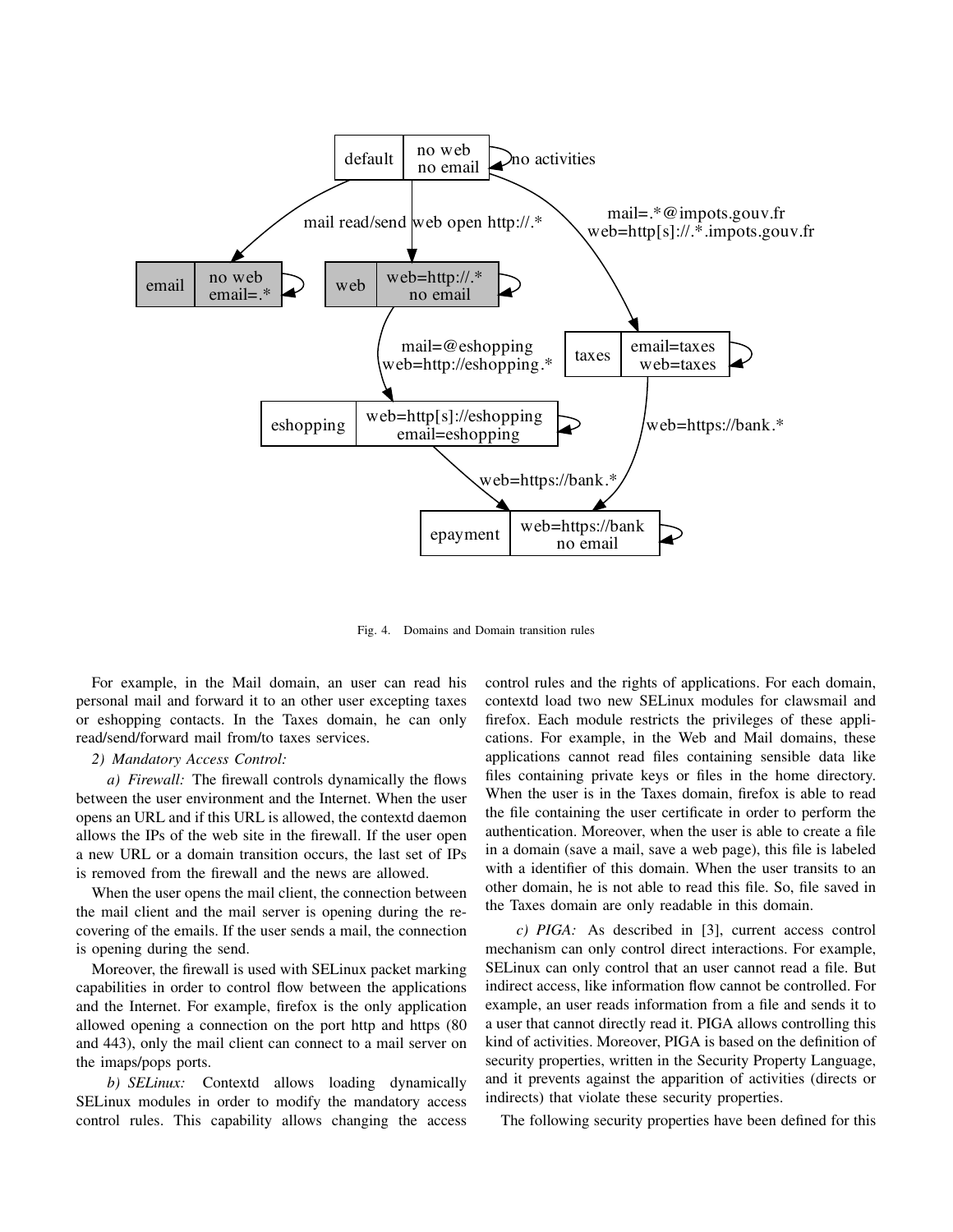Fig. 4. Domains and Domain transition rules

For example, in the Mail domain, an user can read his personal mail and forward it to an other user excepting taxes or eshopping contacts. In the Taxes domain, he can only read/send/forward mail from/to taxes services.

*2) Mandatory Access Control:*

*a) Firewall:* The firewall controls dynamically the flows between the user environment and the Internet. When the user opens an URL and if this URL is allowed, the contextd daemon allows the IPs of the web site in the firewall. If the user open a new URL or a domain transition occurs, the last set of IPs is removed from the firewall and the news are allowed.

When the user opens the mail client, the connection between the mail client and the mail server is opening during the recovering of the emails. If the user sends a mail, the connection is opening during the send.

Moreover, the firewall is used with SELinux packet marking capabilities in order to control flow between the applications and the Internet. For example, firefox is the only application allowed opening a connection on the port http and https (80 and 443), only the mail client can connect to a mail server on the imaps/pops ports.

*b) SELinux:* Contextd allows loading dynamically SELinux modules in order to modify the mandatory access control rules. This capability allows changing the access control rules and the rights of applications. For each domain, contextd load two new SELinux modules for clawsmail and firefox. Each module restricts the privileges of these applications. For example, in the Web and Mail domains, these applications cannot read files containing sensible data like files containing private keys or files in the home directory. When the user is in the Taxes domain, firefox is able to read the file containing the user certificate in order to perform the authentication. Moreover, when the user is able to create a file in a domain (save a mail, save a web page), this file is labeled with a identifier of this domain. When the user transits to an other domain, he is not able to read this file. So, file saved in the Taxes domain are only readable in this domain.

*c) PIGA:* As described in [3], current access control mechanism can only control direct interactions. For example, SELinux can only control that an user cannot read a file. But indirect access, like information flow cannot be controlled. For example, an user reads information from a file and sends it to a user that cannot directly read it. PIGA allows controlling this kind of activities. Moreover, PIGA is based on the definition of security properties, written in the Security Property Language, and it prevents against the apparition of activities (directs or indirects) that violate these security properties.

The following security properties have been defined for this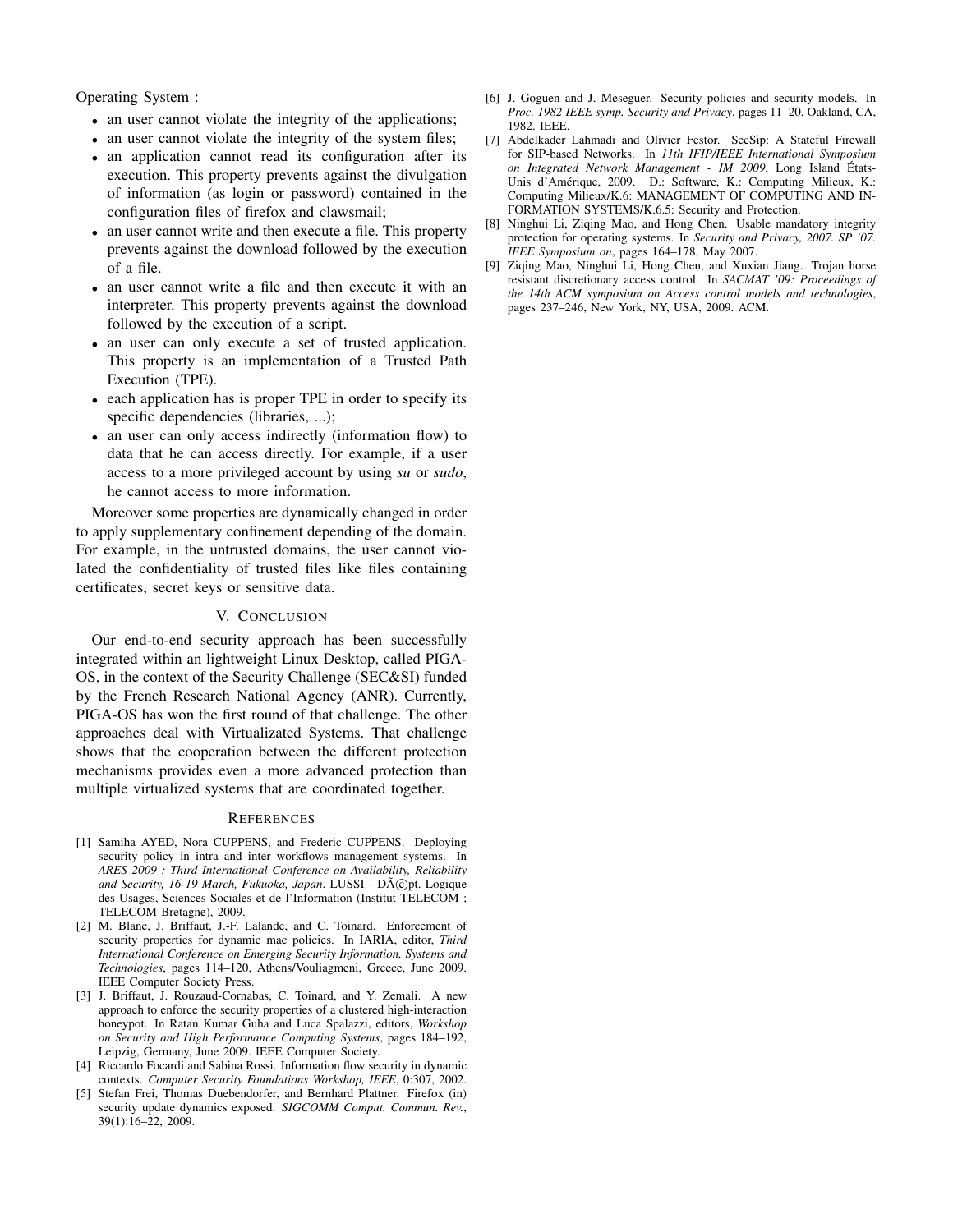Operating System :

- an user cannot violate the integrity of the applications;
- an user cannot violate the integrity of the system files;
- an application cannot read its configuration after its execution. This property prevents against the divulgation of information (as login or password) contained in the configuration files of firefox and clawsmail;
- an user cannot write and then execute a file. This property prevents against the download followed by the execution of a file.
- an user cannot write a file and then execute it with an interpreter. This property prevents against the download followed by the execution of a script.
- an user can only execute a set of trusted application. This property is an implementation of a Trusted Path Execution (TPE).
- each application has is proper TPE in order to specify its specific dependencies (libraries, ...);
- an user can only access indirectly (information flow) to data that he can access directly. For example, if a user access to a more privileged account by using *su* or *sudo*, he cannot access to more information.

Moreover some properties are dynamically changed in order to apply supplementary confinement depending of the domain. For example, in the untrusted domains, the user cannot violated the confidentiality of trusted files like files containing certificates, secret keys or sensitive data.

## V. Conclusion

Our end-to-end security approach has been successfully integrated within an lightweight Linux Desktop, called PIGA-OS, in the context of the Security Challenge (SEC&SI) funded by the French Research National Agency (ANR). Currently, PIGA-OS has won the first round of that challenge. The other approaches deal with Virtualizated Systems. That challenge shows that the cooperation between the different protection mechanisms provides even a more advanced protection than multiple virtualized systems that are coordinated together.

## References

[1] Samiha AYED, Nora CUPPENS, and Frederic CUPPENS. Deploying security policy in intra and inter workflows management systems. In *ARES 2009 : Third International Conference on Availability, Reliability and Security, 16-19 March, Fukuoka, Japan*. LUSSI - DÃ©pt. Logique des Usages, Sciences Sociales et de l'Information (Institut TELECOM ; TELECOM Bretagne), 2009.

[2] M. Blanc, J. Briffaut, J.-F. Lalande, and C. Toinard. Enforcement of security properties for dynamic mac policies. In IARIA, editor, *Third International Conference on Emerging Security Information, Systems and Technologies*, pages 114–120, Athens/Vouliagmeni, Greece, June 2009. IEEE Computer Society Press.

[3] J. Briffaut, J. Rouzaud-Cornabas, C. Toinard, and Y. Zemali. A new approach to enforce the security properties of a clustered high-interaction honeypot. In Ratan Kumar Guha and Luca Spalazzi, editors, *Workshop on Security and High Performance Computing Systems*, pages 184–192, Leipzig, Germany, June 2009. IEEE Computer Society.

[4] Riccardo Focardi and Sabina Rossi. Information flow security in dynamic contexts. *Computer Security Foundations Workshop, IEEE*, 0:307, 2002.

[5] Stefan Frei, Thomas Duebendorfer, and Bernhard Plattner. Firefox (in) security update dynamics exposed. *SIGCOMM Comput. Commun. Rev.*, 39(1):16–22, 2009.

[6] J. Goguen and J. Meseguer. Security policies and security models. In *Proc. 1982 IEEE symp. Security and Privacy*, pages 11–20, Oakland, CA, 1982. IEEE.

[7] Abdelkader Lahmadi and Olivier Festor. SecSip: A Stateful Firewall for SIP-based Networks. In *11th IFIP/IEEE International Symposium on Integrated Network Management - IM 2009*, Long Island États-Unis d'Amérique, 2009. D.: Software, K.: Computing Milieux, K.: Computing Milieux/K.6: MANAGEMENT OF COMPUTING AND INFORMATION SYSTEMS/K.6.5: Security and Protection.

[8] Ninghui Li, Ziqing Mao, and Hong Chen. Usable mandatory integrity protection for operating systems. In *Security and Privacy, 2007. SP '07. IEEE Symposium on*, pages 164–178, May 2007.

[9] Ziqing Mao, Ninghui Li, Hong Chen, and Xuxian Jiang. Trojan horse resistant discretionary access control. In *SACMAT '09: Proceedings of the 14th ACM symposium on Access control models and technologies*, pages 237–246, New York, NY, USA, 2009. ACM.